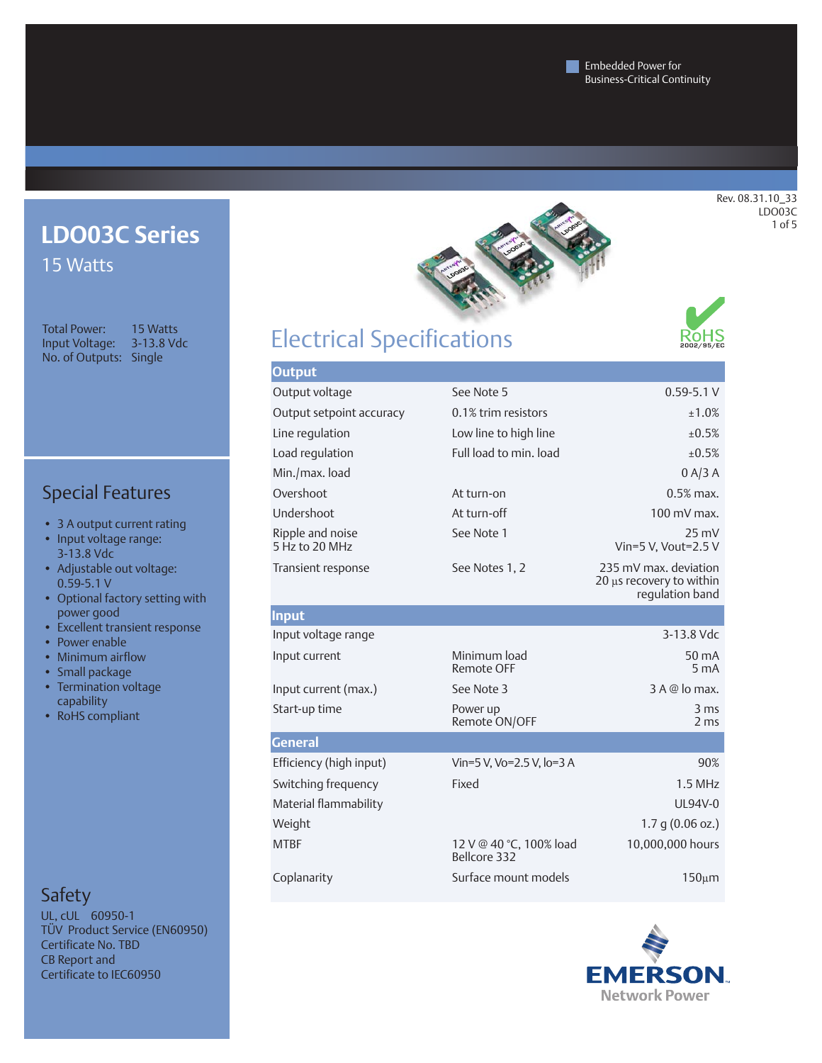Embedded Power for Business-Critical Continuity

Rev. 08.31.10_33
LDO03C

# LDO03C Series

15 Watts

Total Power: 15 Watts
Input Voltage: 3-13.8 Vdc
No. of Outputs: Single

## Special Features

- 3 A output current rating
- Input voltage range: 3-13.8 Vdc
- Adjustable out voltage: 0.59-5.1 V
- Optional factory setting with power good
- Excellent transient response
- Power enable
- Minimum airflow
- Small package
- Termination voltage capability
- RoHS compliant

## Safety

UL, cUL 60950-1
TÜV Product Service (EN60950)
Certificate No. TBD
CB Report and
Certificate to IEC60950

# Electrical Specifications

RoHS 2002/95/EC

| Output | | |
|---|---|---|
| Output voltage | See Note 5 | 0.59-5.1 V |
| Output setpoint accuracy | 0.1% trim resistors | ±1.0% |
| Line regulation | Low line to high line | ±0.5% |
| Load regulation | Full load to min. load | ±0.5% |
| Min./max. load | | 0 A/3 A |
| Overshoot | At turn-on | 0.5% max. |
| Undershoot | At turn-off | 100 mV max. |
| Ripple and noise<br>5 Hz to 20 MHz | See Note 1 | 25 mV<br>Vin=5 V, Vout=2.5 V |
| Transient response | See Notes 1, 2 | 235 mV max. deviation<br>20 μs recovery to within regulation band |
| **Input** | | |
| Input voltage range | | 3-13.8 Vdc |
| Input current | Minimum load<br>Remote OFF | 50 mA<br>5 mA |
| Input current (max.) | See Note 3 | 3 A @ Io max. |
| Start-up time | Power up<br>Remote ON/OFF | 3 ms<br>2 ms |
| **General** | | |
| Efficiency (high input) | Vin=5 V, Vo=2.5 V, Io=3 A | 90% |
| Switching frequency | Fixed | 1.5 MHz |
| Material flammability | | UL94V-0 |
| Weight | | 1.7 g (0.06 oz.) |
| MTBF | 12 V @ 40 °C, 100% load<br>Bellcore 332 | 10,000,000 hours |
| Coplanarity | Surface mount models | 150μm |

EMERSON
Network Power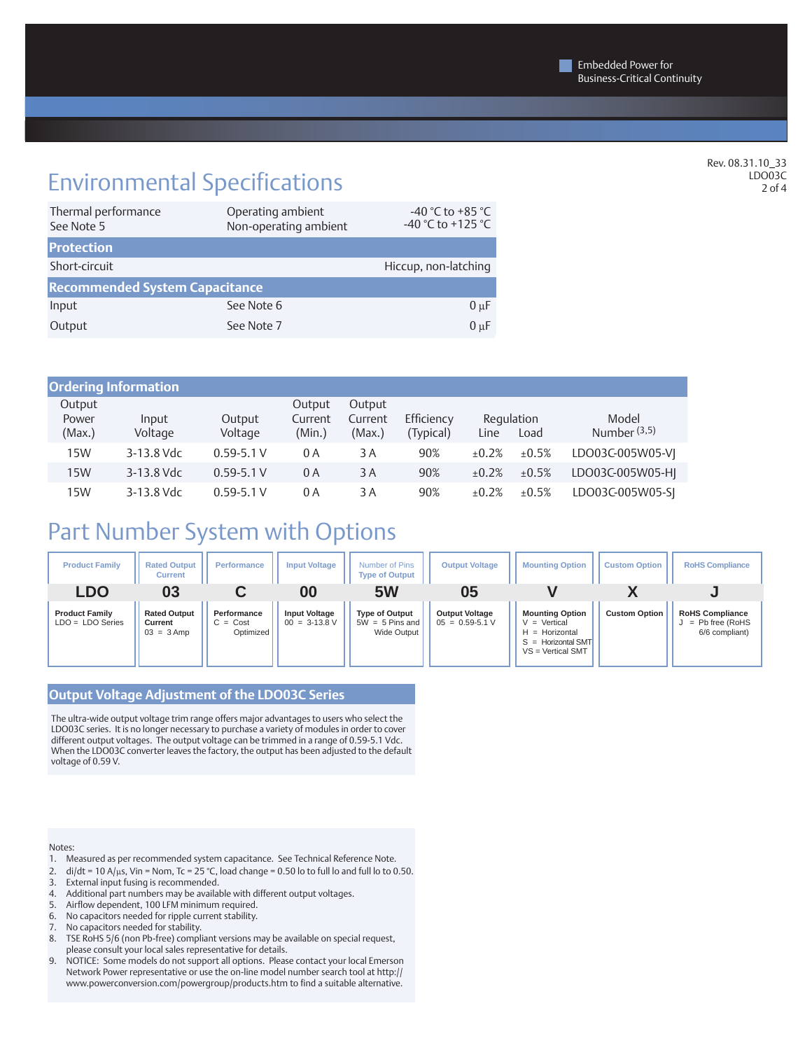## Environmental Specifications

| | | |
|---|---|---|
| Thermal performance<br>See Note 5 | Operating ambient<br>Non-operating ambient | -40 °C to +85 °C<br>-40 °C to +125 °C |
| **Protection** | | |
| Short-circuit | | Hiccup, non-latching |
| **Recommended System Capacitance** | | |
| Input | See Note 6 | 0 µF |
| Output | See Note 7 | 0 µF |

### Ordering Information

| Output Power (Max.) | Input Voltage | Output Voltage | Output Current (Min.) | Output Current (Max.) | Efficiency (Typical) | Regulation Line | Regulation Load | Model Number (3,5) |
|---|---|---|---|---|---|---|---|---|
| 15W | 3-13.8 Vdc | 0.59-5.1 V | 0 A | 3 A | 90% | ±0.2% | ±0.5% | LDO03C-005W05-VJ |
| 15W | 3-13.8 Vdc | 0.59-5.1 V | 0 A | 3 A | 90% | ±0.2% | ±0.5% | LDO03C-005W05-HJ |
| 15W | 3-13.8 Vdc | 0.59-5.1 V | 0 A | 3 A | 90% | ±0.2% | ±0.5% | LDO03C-005W05-SJ |

## Part Number System with Options

| Product Family | Rated Output Current | Performance | Input Voltage | Number of Pins Type of Output | Output Voltage | Mounting Option | Custom Option | RoHS Compliance |
|---|---|---|---|---|---|---|---|---|
| **LDO** | **03** | **C** | **00** | **5W** | **05** | **V** | **X** | **J** |
| **Product Family**<br>LDO = LDO Series | **Rated Output Current**<br>03 = 3 Amp | **Performance**<br>C = Cost Optimized | **Input Voltage**<br>00 = 3-13.8 V | **Type of Output**<br>5W = 5 Pins and Wide Output | **Output Voltage**<br>05 = 0.59-5.1 V | **Mounting Option**<br>V = Vertical<br>H = Horizontal<br>S = Horizontal SMT<br>VS = Vertical SMT | **Custom Option** | **RoHS Compliance**<br>J = Pb free (RoHS 6/6 compliant) |

### Output Voltage Adjustment of the LDO03C Series

The ultra-wide output voltage trim range offers major advantages to users who select the LDO03C series. It is no longer necessary to purchase a variety of modules in order to cover different output voltages. The output voltage can be trimmed in a range of 0.59-5.1 Vdc. When the LDO03C converter leaves the factory, the output has been adjusted to the default voltage of 0.59 V.

Notes:
1. Measured as per recommended system capacitance. See Technical Reference Note.
2. di/dt = 10 A/µs, Vin = Nom, Tc = 25 °C, load change = 0.50 Io to full Io and full Io to 0.50.
3. External input fusing is recommended.
4. Additional part numbers may be available with different output voltages.
5. Airflow dependent, 100 LFM minimum required.
6. No capacitors needed for ripple current stability.
7. No capacitors needed for stability.
8. TSE RoHS 5/6 (non Pb-free) compliant versions may be available on special request, please consult your local sales representative for details.
9. NOTICE: Some models do not support all options. Please contact your local Emerson Network Power representative or use the on-line model number search tool at http://www.powerconversion.com/powergroup/products.htm to find a suitable alternative.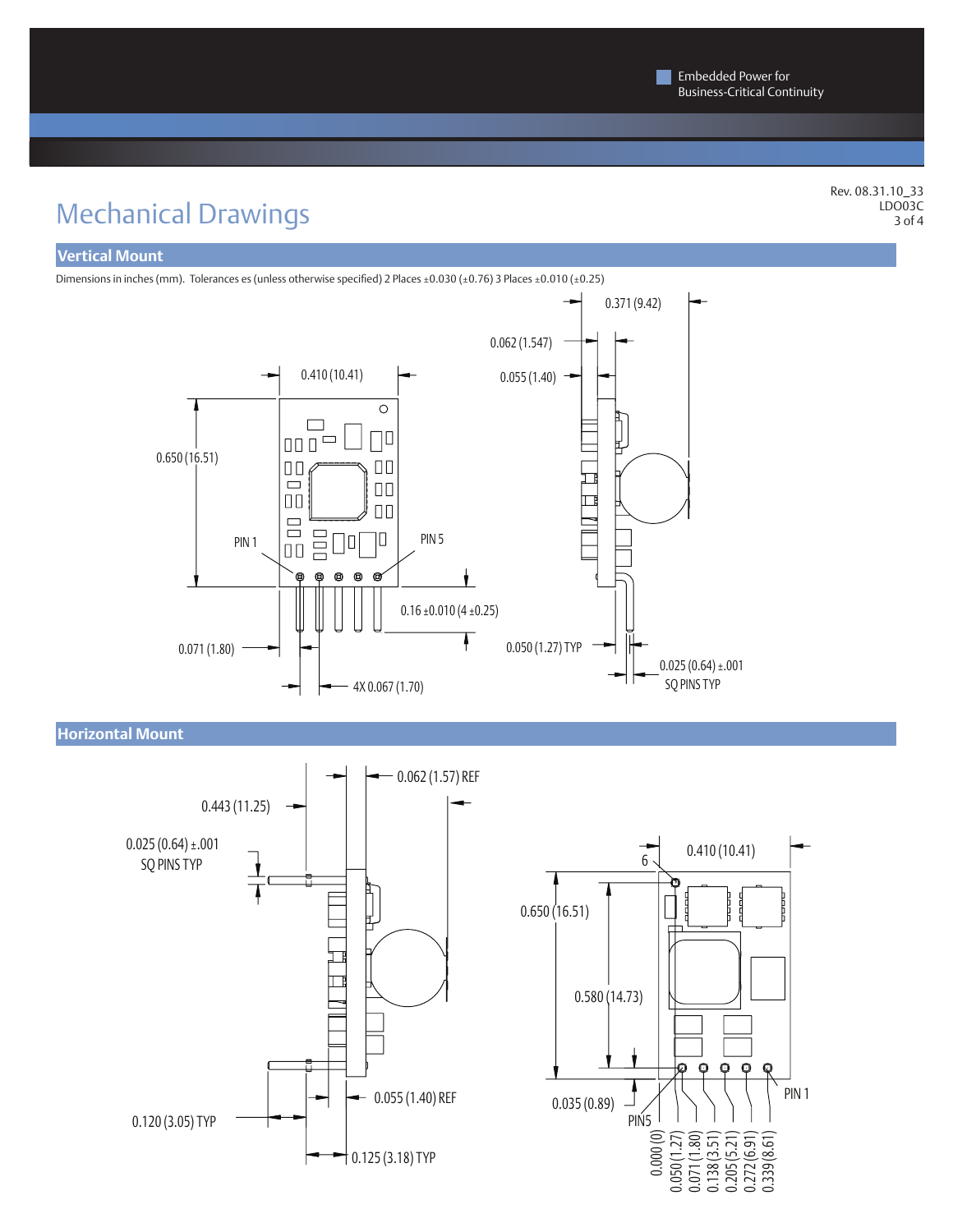# Mechanical Drawings

## Vertical Mount

Dimensions in inches (mm). Tolerances es (unless otherwise specified) 2 Places ±0.030 (±0.76) 3 Places ±0.010 (±0.25)

0.410 (10.41)
0.650 (16.51)
PIN 1
PIN 5
0.16 ±0.010 (4 ±0.25)
0.071 (1.80)
4X 0.067 (1.70)
0.371 (9.42)
0.062 (1.547)
0.055 (1.40)
0.050 (1.27) TYP
0.025 (0.64) ±.001
SQ PINS TYP

## Horizontal Mount

0.443 (11.25)
0.062 (1.57) REF
0.025 (0.64) ±.001
SQ PINS TYP
0.055 (1.40) REF
0.120 (3.05) TYP
0.125 (3.18) TYP
0.410 (10.41)
6
0.650 (16.51)
0.580 (14.73)
0.035 (0.89)
PIN5
PIN 1
0.000 (0)
0.050 (1.27)
0.071 (1.80)
0.138 (3.51)
0.205 (5.21)
0.272 (6.91)
0.339 (8.61)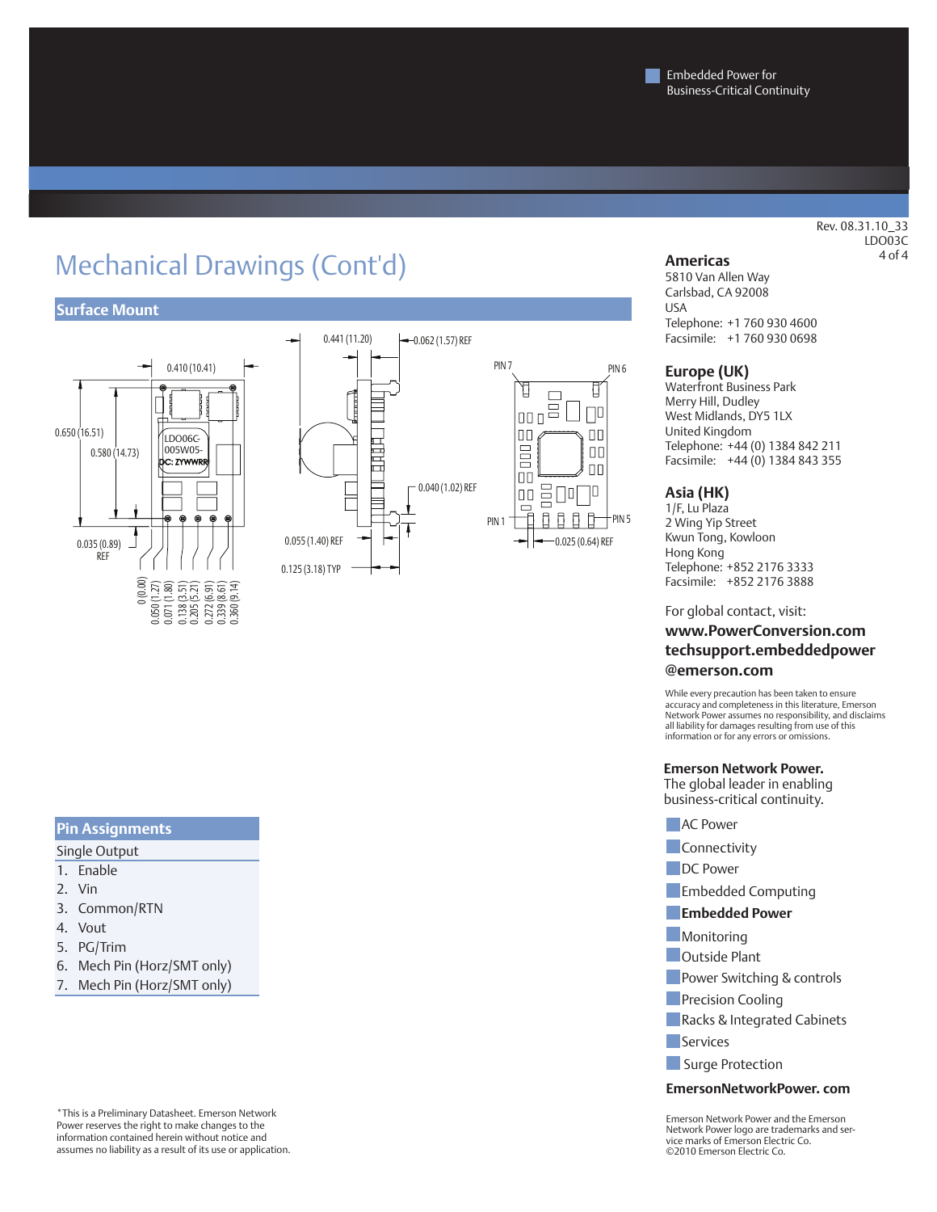Embedded Power for
Business-Critical Continuity

Rev. 08.31.10_33
LDO03C

# Mechanical Drawings (Cont'd)

## Surface Mount

0.410 (10.41)
0.650 (16.51)
0.580 (14.73)
LDO06C-
005W05-
DC: ZYWWRR
0.035 (0.89)
REF
0 (0.00)
0.050 (1.27)
0.071 (1.80)
0.138 (3.51)
0.205 (5.21)
0.272 (6.91)
0.339 (8.61)
0.360 (9.14)

0.441 (11.20)
0.062 (1.57) REF
0.040 (1.02) REF
0.055 (1.40) REF
0.125 (3.18) TYP

PIN 7
PIN 6
PIN 1
PIN 5
0.025 (0.64) REF

## Pin Assignments

| Single Output |
| --- |
| 1. Enable |
| 2. Vin |
| 3. Common/RTN |
| 4. Vout |
| 5. PG/Trim |
| 6. Mech Pin (Horz/SMT only) |
| 7. Mech Pin (Horz/SMT only) |

*This is a Preliminary Datasheet. Emerson Network Power reserves the right to make changes to the information contained herein without notice and assumes no liability as a result of its use or application.

### Americas
5810 Van Allen Way
Carlsbad, CA 92008
USA
Telephone: +1 760 930 4600
Facsimile: +1 760 930 0698

### Europe (UK)
Waterfront Business Park
Merry Hill, Dudley
West Midlands, DY5 1LX
United Kingdom
Telephone: +44 (0) 1384 842 211
Facsimile: +44 (0) 1384 843 355

### Asia (HK)
1/F, Lu Plaza
2 Wing Yip Street
Kwun Tong, Kowloon
Hong Kong
Telephone: +852 2176 3333
Facsimile: +852 2176 3888

For global contact, visit:

**www.PowerConversion.com**

**techsupport.embeddedpower@emerson.com**

While every precaution has been taken to ensure accuracy and completeness in this literature, Emerson Network Power assumes no responsibility, and disclaims all liability for damages resulting from use of this information or for any errors or omissions.

**Emerson Network Power.**
The global leader in enabling business-critical continuity.

- AC Power
- Connectivity
- DC Power
- Embedded Computing
- **Embedded Power**
- Monitoring
- Outside Plant
- Power Switching & controls
- Precision Cooling
- Racks & Integrated Cabinets
- Services
- Surge Protection

**EmersonNetworkPower. com**

Emerson Network Power and the Emerson Network Power logo are trademarks and service marks of Emerson Electric Co.
©2010 Emerson Electric Co.